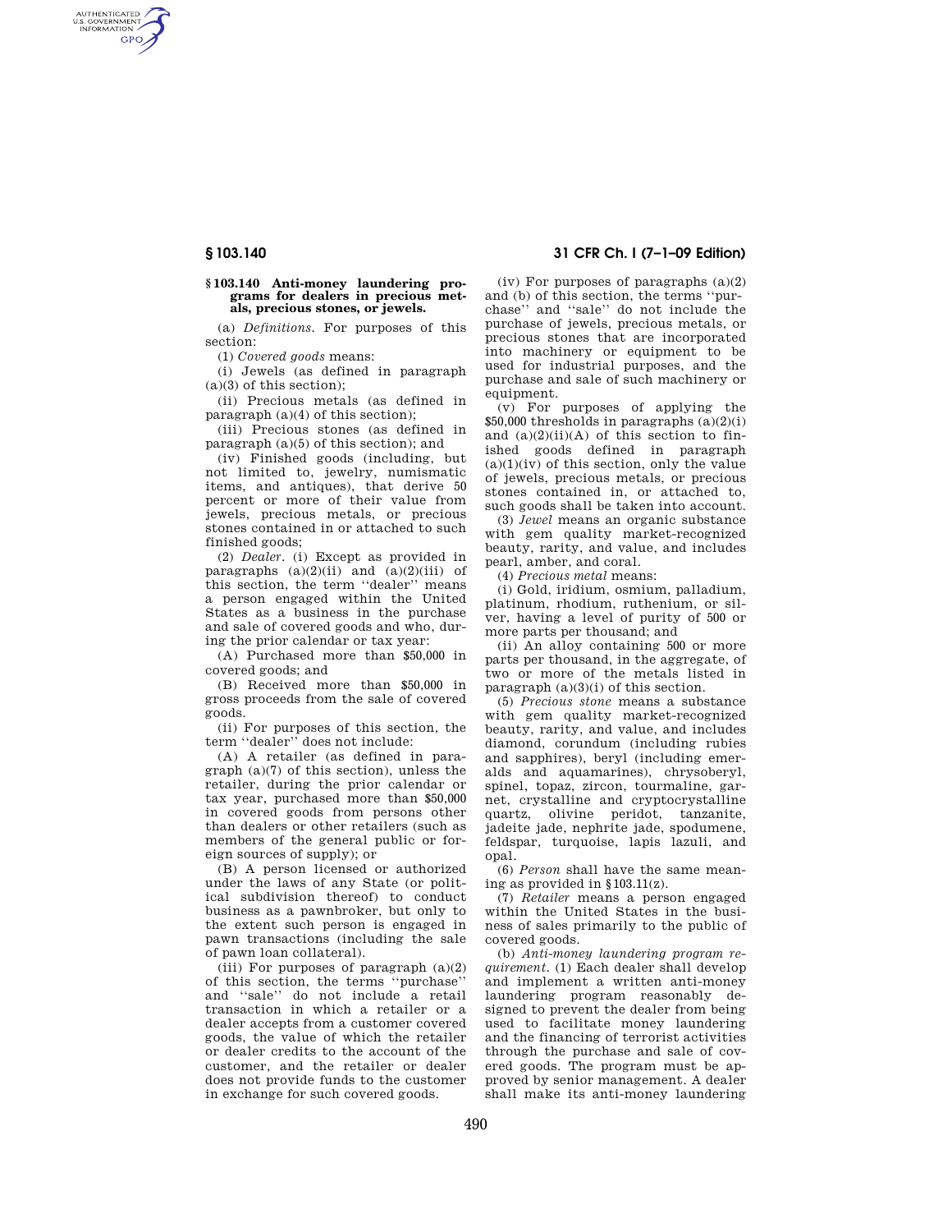## § 103.140 Anti-money laundering programs for dealers in precious metals, precious stones, or jewels.

(a) *Definitions*. For purposes of this section:

(1) *Covered goods* means:

(i) Jewels (as defined in paragraph (a)(3) of this section);

(ii) Precious metals (as defined in paragraph (a)(4) of this section);

(iii) Precious stones (as defined in paragraph (a)(5) of this section); and

(iv) Finished goods (including, but not limited to, jewelry, numismatic items, and antiques), that derive 50 percent or more of their value from jewels, precious metals, or precious stones contained in or attached to such finished goods;

(2) *Dealer*. (i) Except as provided in paragraphs (a)(2)(ii) and (a)(2)(iii) of this section, the term ''dealer'' means a person engaged within the United States as a business in the purchase and sale of covered goods and who, during the prior calendar or tax year:

(A) Purchased more than $50,000 in covered goods; and

(B) Received more than $50,000 in gross proceeds from the sale of covered goods.

(ii) For purposes of this section, the term ''dealer'' does not include:

(A) A retailer (as defined in paragraph (a)(7) of this section), unless the retailer, during the prior calendar or tax year, purchased more than $50,000 in covered goods from persons other than dealers or other retailers (such as members of the general public or foreign sources of supply); or

(B) A person licensed or authorized under the laws of any State (or political subdivision thereof) to conduct business as a pawnbroker, but only to the extent such person is engaged in pawn transactions (including the sale of pawn loan collateral).

(iii) For purposes of paragraph (a)(2) of this section, the terms ''purchase'' and ''sale'' do not include a retail transaction in which a retailer or a dealer accepts from a customer covered goods, the value of which the retailer or dealer credits to the account of the customer, and the retailer or dealer does not provide funds to the customer in exchange for such covered goods.

(iv) For purposes of paragraphs (a)(2) and (b) of this section, the terms ''purchase'' and ''sale'' do not include the purchase of jewels, precious metals, or precious stones that are incorporated into machinery or equipment to be used for industrial purposes, and the purchase and sale of such machinery or equipment.

(v) For purposes of applying the $50,000 thresholds in paragraphs (a)(2)(i) and (a)(2)(ii)(A) of this section to finished goods defined in paragraph (a)(1)(iv) of this section, only the value of jewels, precious metals, or precious stones contained in, or attached to, such goods shall be taken into account.

(3) *Jewel* means an organic substance with gem quality market-recognized beauty, rarity, and value, and includes pearl, amber, and coral.

(4) *Precious metal* means:

(i) Gold, iridium, osmium, palladium, platinum, rhodium, ruthenium, or silver, having a level of purity of 500 or more parts per thousand; and

(ii) An alloy containing 500 or more parts per thousand, in the aggregate, of two or more of the metals listed in paragraph (a)(3)(i) of this section.

(5) *Precious stone* means a substance with gem quality market-recognized beauty, rarity, and value, and includes diamond, corundum (including rubies and sapphires), beryl (including emeralds and aquamarines), chrysoberyl, spinel, topaz, zircon, tourmaline, garnet, crystalline and cryptocrystalline quartz, olivine peridot, tanzanite, jadeite jade, nephrite jade, spodumene, feldspar, turquoise, lapis lazuli, and opal.

(6) *Person* shall have the same meaning as provided in §103.11(z).

(7) *Retailer* means a person engaged within the United States in the business of sales primarily to the public of covered goods.

(b) *Anti-money laundering program requirement*. (1) Each dealer shall develop and implement a written anti-money laundering program reasonably designed to prevent the dealer from being used to facilitate money laundering and the financing of terrorist activities through the purchase and sale of covered goods. The program must be approved by senior management. A dealer shall make its anti-money laundering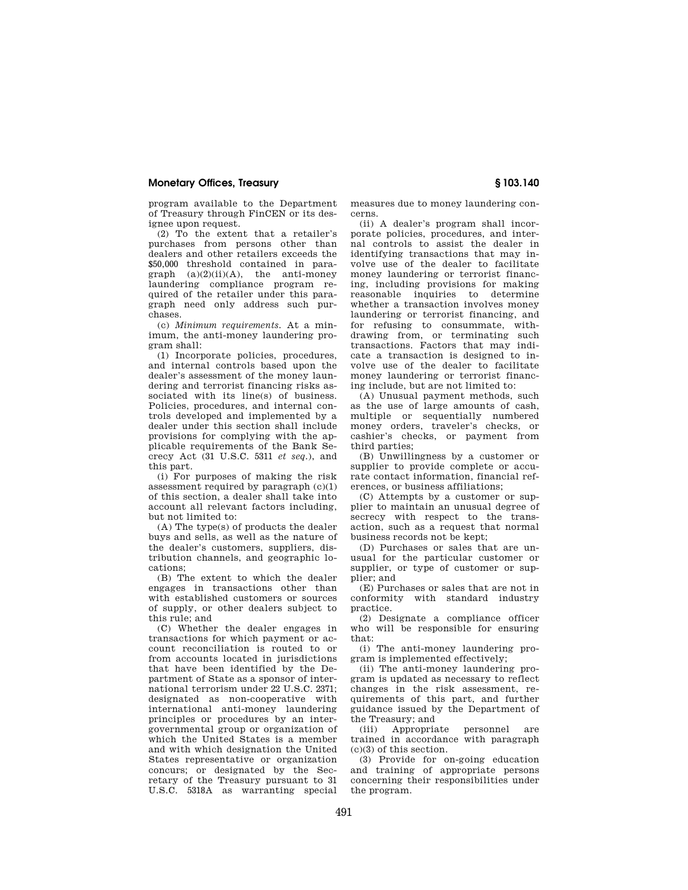program available to the Department of Treasury through FinCEN or its designee upon request.

(2) To the extent that a retailer's purchases from persons other than dealers and other retailers exceeds the $50,000 threshold contained in paragraph (a)(2)(ii)(A), the anti-money laundering compliance program required of the retailer under this paragraph need only address such purchases.

(c) *Minimum requirements.* At a minimum, the anti-money laundering program shall:

(1) Incorporate policies, procedures, and internal controls based upon the dealer's assessment of the money laundering and terrorist financing risks associated with its line(s) of business. Policies, procedures, and internal controls developed and implemented by a dealer under this section shall include provisions for complying with the applicable requirements of the Bank Secrecy Act (31 U.S.C. 5311 *et seq.*), and this part.

(i) For purposes of making the risk assessment required by paragraph (c)(1) of this section, a dealer shall take into account all relevant factors including, but not limited to:

(A) The type(s) of products the dealer buys and sells, as well as the nature of the dealer's customers, suppliers, distribution channels, and geographic locations;

(B) The extent to which the dealer engages in transactions other than with established customers or sources of supply, or other dealers subject to this rule; and

(C) Whether the dealer engages in transactions for which payment or account reconciliation is routed to or from accounts located in jurisdictions that have been identified by the Department of State as a sponsor of international terrorism under 22 U.S.C. 2371; designated as non-cooperative with international anti-money laundering principles or procedures by an intergovernmental group or organization of which the United States is a member and with which designation the United States representative or organization concurs; or designated by the Secretary of the Treasury pursuant to 31 U.S.C. 5318A as warranting special measures due to money laundering concerns.

(ii) A dealer's program shall incorporate policies, procedures, and internal controls to assist the dealer in identifying transactions that may involve use of the dealer to facilitate money laundering or terrorist financing, including provisions for making reasonable inquiries to determine whether a transaction involves money laundering or terrorist financing, and for refusing to consummate, withdrawing from, or terminating such transactions. Factors that may indicate a transaction is designed to involve use of the dealer to facilitate money laundering or terrorist financing include, but are not limited to:

(A) Unusual payment methods, such as the use of large amounts of cash, multiple or sequentially numbered money orders, traveler's checks, or cashier's checks, or payment from third parties;

(B) Unwillingness by a customer or supplier to provide complete or accurate contact information, financial references, or business affiliations;

(C) Attempts by a customer or supplier to maintain an unusual degree of secrecy with respect to the transaction, such as a request that normal business records not be kept;

(D) Purchases or sales that are unusual for the particular customer or supplier, or type of customer or supplier; and

(E) Purchases or sales that are not in conformity with standard industry practice.

(2) Designate a compliance officer who will be responsible for ensuring that:

(i) The anti-money laundering program is implemented effectively;

(ii) The anti-money laundering program is updated as necessary to reflect changes in the risk assessment, requirements of this part, and further guidance issued by the Department of the Treasury; and

(iii) Appropriate personnel are trained in accordance with paragraph (c)(3) of this section.

(3) Provide for on-going education and training of appropriate persons concerning their responsibilities under the program.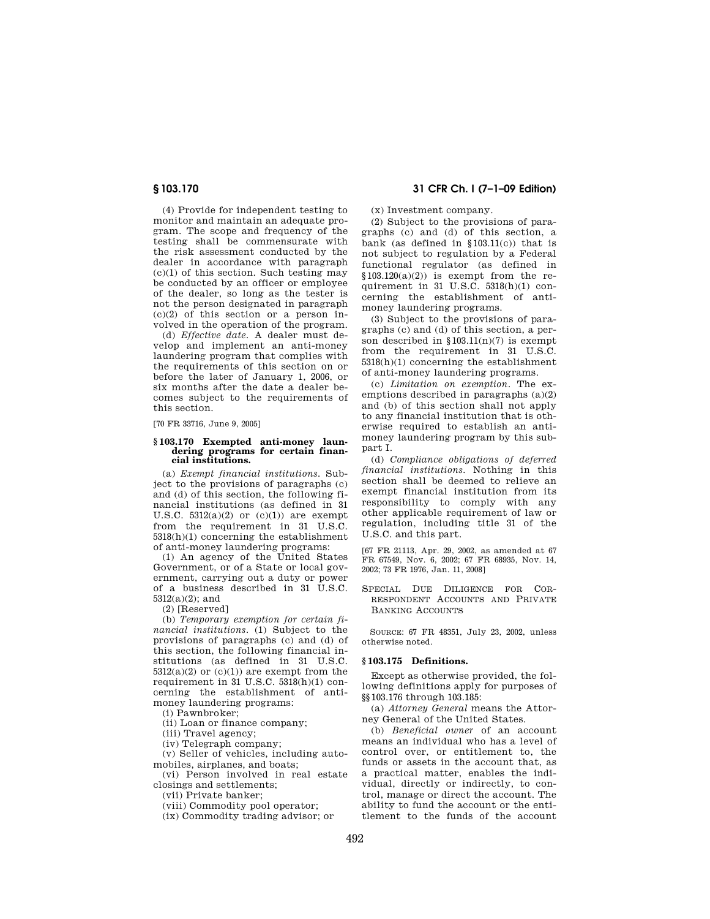(4) Provide for independent testing to monitor and maintain an adequate program. The scope and frequency of the testing shall be commensurate with the risk assessment conducted by the dealer in accordance with paragraph (c)(1) of this section. Such testing may be conducted by an officer or employee of the dealer, so long as the tester is not the person designated in paragraph (c)(2) of this section or a person involved in the operation of the program.

(d) *Effective date.* A dealer must develop and implement an anti-money laundering program that complies with the requirements of this section on or before the later of January 1, 2006, or six months after the date a dealer becomes subject to the requirements of this section.

[70 FR 33716, June 9, 2005]

### § 103.170 Exempted anti-money laundering programs for certain financial institutions.

(a) *Exempt financial institutions.* Subject to the provisions of paragraphs (c) and (d) of this section, the following financial institutions (as defined in 31 U.S.C. 5312(a)(2) or (c)(1)) are exempt from the requirement in 31 U.S.C. 5318(h)(1) concerning the establishment of anti-money laundering programs:

(1) An agency of the United States Government, or of a State or local government, carrying out a duty or power of a business described in 31 U.S.C. 5312(a)(2); and

(2) [Reserved]

(b) *Temporary exemption for certain financial institutions.* (1) Subject to the provisions of paragraphs (c) and (d) of this section, the following financial institutions (as defined in 31 U.S.C. 5312(a)(2) or (c)(1)) are exempt from the requirement in 31 U.S.C. 5318(h)(1) concerning the establishment of anti-money laundering programs:

(i) Pawnbroker;

(ii) Loan or finance company;

(iii) Travel agency;

(iv) Telegraph company;

(v) Seller of vehicles, including automobiles, airplanes, and boats;

(vi) Person involved in real estate closings and settlements;

(vii) Private banker;

(viii) Commodity pool operator;

(ix) Commodity trading advisor; or

(x) Investment company.

(2) Subject to the provisions of paragraphs (c) and (d) of this section, a bank (as defined in §103.11(c)) that is not subject to regulation by a Federal functional regulator (as defined in §103.120(a)(2)) is exempt from the requirement in 31 U.S.C. 5318(h)(1) concerning the establishment of anti-money laundering programs.

(3) Subject to the provisions of paragraphs (c) and (d) of this section, a person described in §103.11(n)(7) is exempt from the requirement in 31 U.S.C. 5318(h)(1) concerning the establishment of anti-money laundering programs.

(c) *Limitation on exemption.* The exemptions described in paragraphs (a)(2) and (b) of this section shall not apply to any financial institution that is otherwise required to establish an anti-money laundering program by this subpart I.

(d) *Compliance obligations of deferred financial institutions.* Nothing in this section shall be deemed to relieve an exempt financial institution from its responsibility to comply with any other applicable requirement of law or regulation, including title 31 of the U.S.C. and this part.

[67 FR 21113, Apr. 29, 2002, as amended at 67 FR 67549, Nov. 6, 2002; 67 FR 68935, Nov. 14, 2002; 73 FR 1976, Jan. 11, 2008]

## SPECIAL DUE DILIGENCE FOR CORRESPONDENT ACCOUNTS AND PRIVATE BANKING ACCOUNTS

SOURCE: 67 FR 48351, July 23, 2002, unless otherwise noted.

### § 103.175 Definitions.

Except as otherwise provided, the following definitions apply for purposes of §§103.176 through 103.185:

(a) *Attorney General* means the Attorney General of the United States.

(b) *Beneficial owner* of an account means an individual who has a level of control over, or entitlement to, the funds or assets in the account that, as a practical matter, enables the individual, directly or indirectly, to control, manage or direct the account. The ability to fund the account or the entitlement to the funds of the account